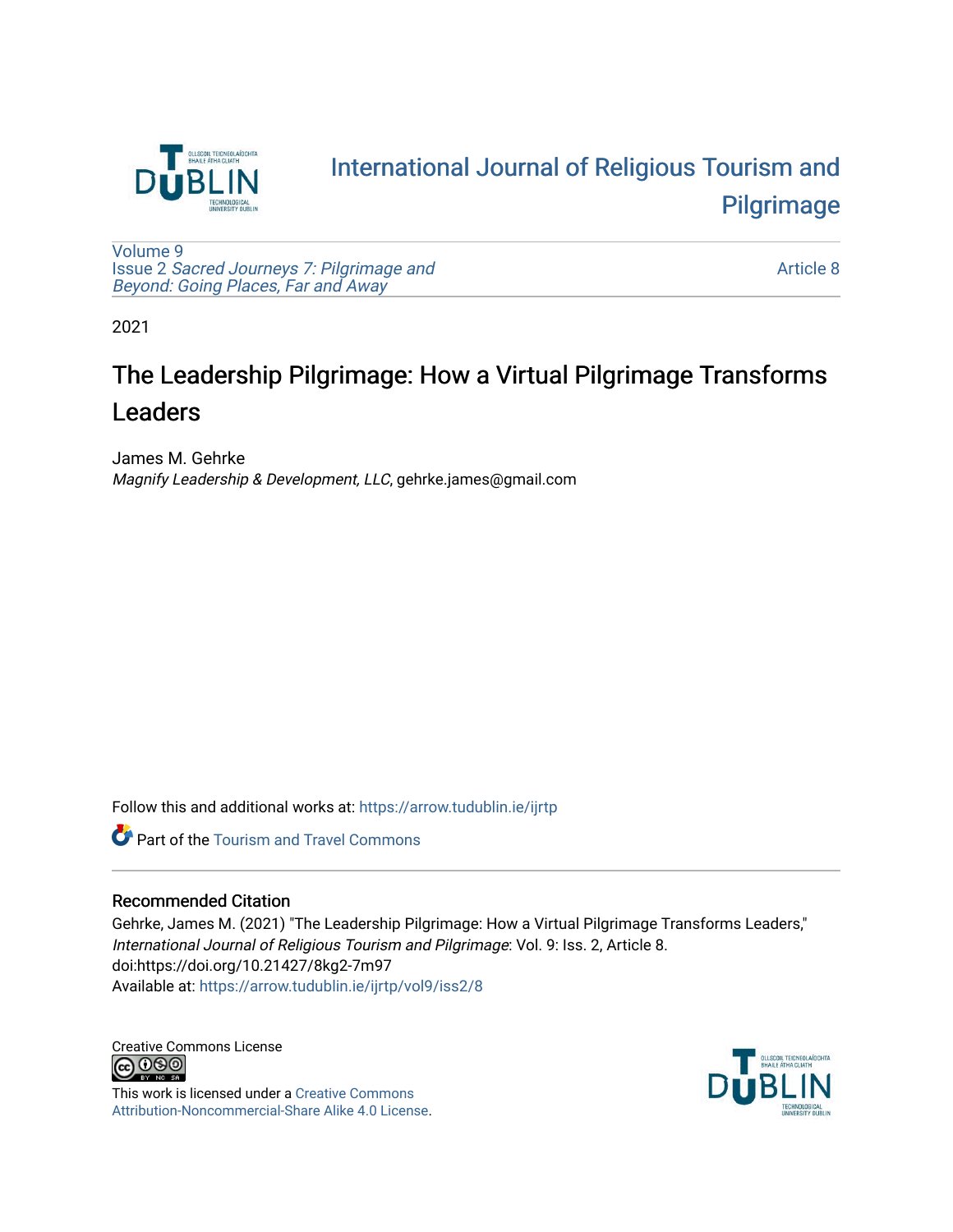International Journal of Religious Tourism and Pilgrimage

Volume 9
Issue 2 *Sacred Journeys 7: Pilgrimage and Beyond: Going Places, Far and Away*

Article 8

2021

# The Leadership Pilgrimage: How a Virtual Pilgrimage Transforms Leaders

James M. Gehrke
*Magnify Leadership & Development, LLC*, gehrke.james@gmail.com

Follow this and additional works at: https://arrow.tudublin.ie/ijrtp

Part of the Tourism and Travel Commons

## Recommended Citation

Gehrke, James M. (2021) "The Leadership Pilgrimage: How a Virtual Pilgrimage Transforms Leaders," *International Journal of Religious Tourism and Pilgrimage*: Vol. 9: Iss. 2, Article 8.
doi:https://doi.org/10.21427/8kg2-7m97
Available at: https://arrow.tudublin.ie/ijrtp/vol9/iss2/8

Creative Commons License

This work is licensed under a Creative Commons Attribution-Noncommercial-Share Alike 4.0 License.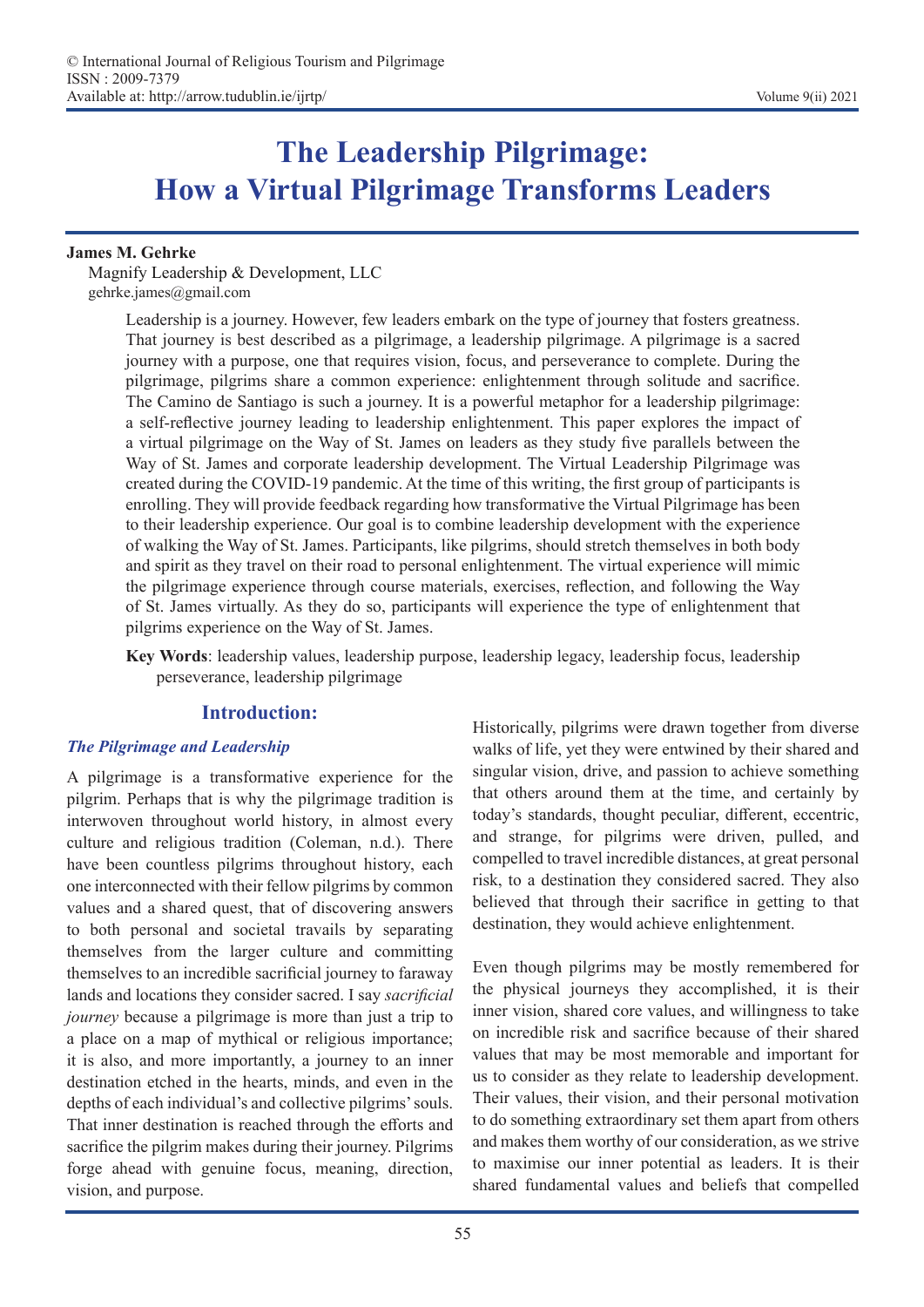# The Leadership Pilgrimage: How a Virtual Pilgrimage Transforms Leaders

**James M. Gehrke**

Magnify Leadership & Development, LLC

gehrke.james@gmail.com

Leadership is a journey. However, few leaders embark on the type of journey that fosters greatness. That journey is best described as a pilgrimage, a leadership pilgrimage. A pilgrimage is a sacred journey with a purpose, one that requires vision, focus, and perseverance to complete. During the pilgrimage, pilgrims share a common experience: enlightenment through solitude and sacrifice. The Camino de Santiago is such a journey. It is a powerful metaphor for a leadership pilgrimage: a self-reflective journey leading to leadership enlightenment. This paper explores the impact of a virtual pilgrimage on the Way of St. James on leaders as they study five parallels between the Way of St. James and corporate leadership development. The Virtual Leadership Pilgrimage was created during the COVID-19 pandemic. At the time of this writing, the first group of participants is enrolling. They will provide feedback regarding how transformative the Virtual Pilgrimage has been to their leadership experience. Our goal is to combine leadership development with the experience of walking the Way of St. James. Participants, like pilgrims, should stretch themselves in both body and spirit as they travel on their road to personal enlightenment. The virtual experience will mimic the pilgrimage experience through course materials, exercises, reflection, and following the Way of St. James virtually. As they do so, participants will experience the type of enlightenment that pilgrims experience on the Way of St. James.

**Key Words**: leadership values, leadership purpose, leadership legacy, leadership focus, leadership perseverance, leadership pilgrimage

## Introduction:

### *The Pilgrimage and Leadership*

A pilgrimage is a transformative experience for the pilgrim. Perhaps that is why the pilgrimage tradition is interwoven throughout world history, in almost every culture and religious tradition (Coleman, n.d.). There have been countless pilgrims throughout history, each one interconnected with their fellow pilgrims by common values and a shared quest, that of discovering answers to both personal and societal travails by separating themselves from the larger culture and committing themselves to an incredible sacrificial journey to faraway lands and locations they consider sacred. I say *sacrificial journey* because a pilgrimage is more than just a trip to a place on a map of mythical or religious importance; it is also, and more importantly, a journey to an inner destination etched in the hearts, minds, and even in the depths of each individual's and collective pilgrims' souls. That inner destination is reached through the efforts and sacrifice the pilgrim makes during their journey. Pilgrims forge ahead with genuine focus, meaning, direction, vision, and purpose.

Historically, pilgrims were drawn together from diverse walks of life, yet they were entwined by their shared and singular vision, drive, and passion to achieve something that others around them at the time, and certainly by today's standards, thought peculiar, different, eccentric, and strange, for pilgrims were driven, pulled, and compelled to travel incredible distances, at great personal risk, to a destination they considered sacred. They also believed that through their sacrifice in getting to that destination, they would achieve enlightenment.

Even though pilgrims may be mostly remembered for the physical journeys they accomplished, it is their inner vision, shared core values, and willingness to take on incredible risk and sacrifice because of their shared values that may be most memorable and important for us to consider as they relate to leadership development. Their values, their vision, and their personal motivation to do something extraordinary set them apart from others and makes them worthy of our consideration, as we strive to maximise our inner potential as leaders. It is their shared fundamental values and beliefs that compelled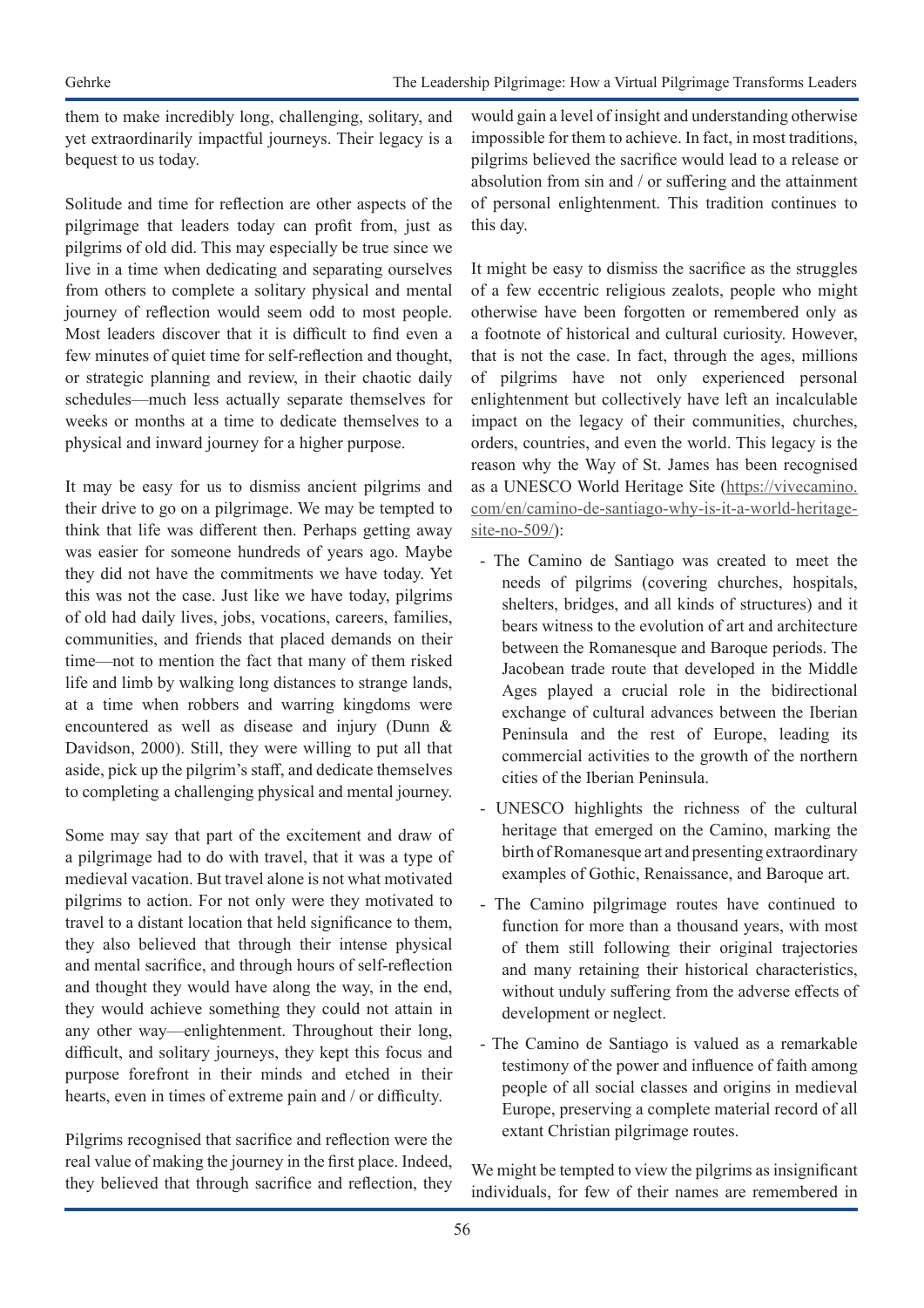them to make incredibly long, challenging, solitary, and yet extraordinarily impactful journeys. Their legacy is a bequest to us today.

Solitude and time for reflection are other aspects of the pilgrimage that leaders today can profit from, just as pilgrims of old did. This may especially be true since we live in a time when dedicating and separating ourselves from others to complete a solitary physical and mental journey of reflection would seem odd to most people. Most leaders discover that it is difficult to find even a few minutes of quiet time for self-reflection and thought, or strategic planning and review, in their chaotic daily schedules—much less actually separate themselves for weeks or months at a time to dedicate themselves to a physical and inward journey for a higher purpose.

It may be easy for us to dismiss ancient pilgrims and their drive to go on a pilgrimage. We may be tempted to think that life was different then. Perhaps getting away was easier for someone hundreds of years ago. Maybe they did not have the commitments we have today. Yet this was not the case. Just like we have today, pilgrims of old had daily lives, jobs, vocations, careers, families, communities, and friends that placed demands on their time—not to mention the fact that many of them risked life and limb by walking long distances to strange lands, at a time when robbers and warring kingdoms were encountered as well as disease and injury (Dunn & Davidson, 2000). Still, they were willing to put all that aside, pick up the pilgrim's staff, and dedicate themselves to completing a challenging physical and mental journey.

Some may say that part of the excitement and draw of a pilgrimage had to do with travel, that it was a type of medieval vacation. But travel alone is not what motivated pilgrims to action. For not only were they motivated to travel to a distant location that held significance to them, they also believed that through their intense physical and mental sacrifice, and through hours of self-reflection and thought they would have along the way, in the end, they would achieve something they could not attain in any other way—enlightenment. Throughout their long, difficult, and solitary journeys, they kept this focus and purpose forefront in their minds and etched in their hearts, even in times of extreme pain and / or difficulty.

Pilgrims recognised that sacrifice and reflection were the real value of making the journey in the first place. Indeed, they believed that through sacrifice and reflection, they would gain a level of insight and understanding otherwise impossible for them to achieve. In fact, in most traditions, pilgrims believed the sacrifice would lead to a release or absolution from sin and / or suffering and the attainment of personal enlightenment. This tradition continues to this day.

It might be easy to dismiss the sacrifice as the struggles of a few eccentric religious zealots, people who might otherwise have been forgotten or remembered only as a footnote of historical and cultural curiosity. However, that is not the case. In fact, through the ages, millions of pilgrims have not only experienced personal enlightenment but collectively have left an incalculable impact on the legacy of their communities, churches, orders, countries, and even the world. This legacy is the reason why the Way of St. James has been recognised as a UNESCO World Heritage Site (https://vivecamino.com/en/camino-de-santiago-why-is-it-a-world-heritage-site-no-509/):

- The Camino de Santiago was created to meet the needs of pilgrims (covering churches, hospitals, shelters, bridges, and all kinds of structures) and it bears witness to the evolution of art and architecture between the Romanesque and Baroque periods. The Jacobean trade route that developed in the Middle Ages played a crucial role in the bidirectional exchange of cultural advances between the Iberian Peninsula and the rest of Europe, leading its commercial activities to the growth of the northern cities of the Iberian Peninsula.
- UNESCO highlights the richness of the cultural heritage that emerged on the Camino, marking the birth of Romanesque art and presenting extraordinary examples of Gothic, Renaissance, and Baroque art.
- The Camino pilgrimage routes have continued to function for more than a thousand years, with most of them still following their original trajectories and many retaining their historical characteristics, without unduly suffering from the adverse effects of development or neglect.
- The Camino de Santiago is valued as a remarkable testimony of the power and influence of faith among people of all social classes and origins in medieval Europe, preserving a complete material record of all extant Christian pilgrimage routes.

We might be tempted to view the pilgrims as insignificant individuals, for few of their names are remembered in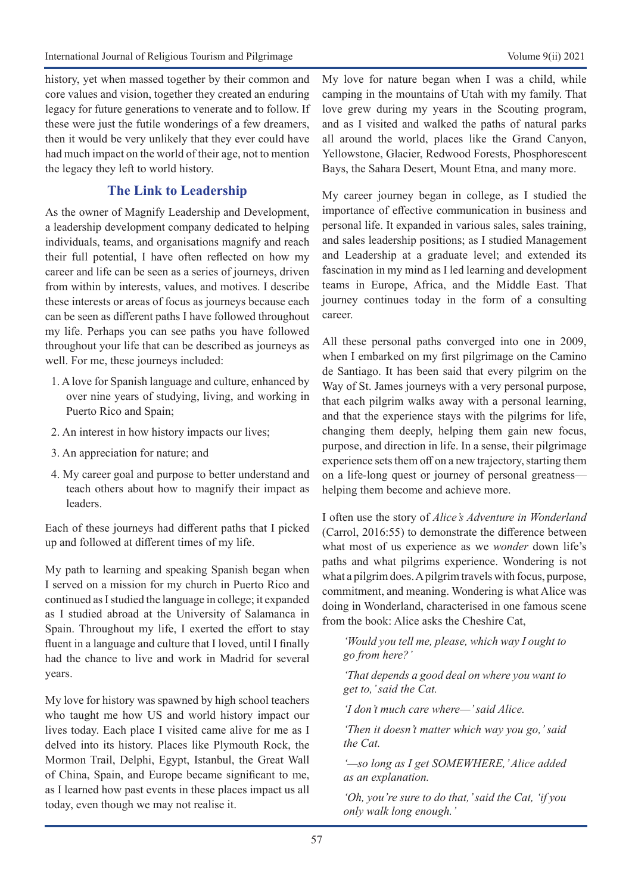history, yet when massed together by their common and core values and vision, together they created an enduring legacy for future generations to venerate and to follow. If these were just the futile wonderings of a few dreamers, then it would be very unlikely that they ever could have had much impact on the world of their age, not to mention the legacy they left to world history.

## The Link to Leadership

As the owner of Magnify Leadership and Development, a leadership development company dedicated to helping individuals, teams, and organisations magnify and reach their full potential, I have often reflected on how my career and life can be seen as a series of journeys, driven from within by interests, values, and motives. I describe these interests or areas of focus as journeys because each can be seen as different paths I have followed throughout my life. Perhaps you can see paths you have followed throughout your life that can be described as journeys as well. For me, these journeys included:

1. A love for Spanish language and culture, enhanced by over nine years of studying, living, and working in Puerto Rico and Spain;
2. An interest in how history impacts our lives;
3. An appreciation for nature; and
4. My career goal and purpose to better understand and teach others about how to magnify their impact as leaders.

Each of these journeys had different paths that I picked up and followed at different times of my life.

My path to learning and speaking Spanish began when I served on a mission for my church in Puerto Rico and continued as I studied the language in college; it expanded as I studied abroad at the University of Salamanca in Spain. Throughout my life, I exerted the effort to stay fluent in a language and culture that I loved, until I finally had the chance to live and work in Madrid for several years.

My love for history was spawned by high school teachers who taught me how US and world history impact our lives today. Each place I visited came alive for me as I delved into its history. Places like Plymouth Rock, the Mormon Trail, Delphi, Egypt, Istanbul, the Great Wall of China, Spain, and Europe became significant to me, as I learned how past events in these places impact us all today, even though we may not realise it.

My love for nature began when I was a child, while camping in the mountains of Utah with my family. That love grew during my years in the Scouting program, and as I visited and walked the paths of natural parks all around the world, places like the Grand Canyon, Yellowstone, Glacier, Redwood Forests, Phosphorescent Bays, the Sahara Desert, Mount Etna, and many more.

My career journey began in college, as I studied the importance of effective communication in business and personal life. It expanded in various sales, sales training, and sales leadership positions; as I studied Management and Leadership at a graduate level; and extended its fascination in my mind as I led learning and development teams in Europe, Africa, and the Middle East. That journey continues today in the form of a consulting career.

All these personal paths converged into one in 2009, when I embarked on my first pilgrimage on the Camino de Santiago. It has been said that every pilgrim on the Way of St. James journeys with a very personal purpose, that each pilgrim walks away with a personal learning, and that the experience stays with the pilgrims for life, changing them deeply, helping them gain new focus, purpose, and direction in life. In a sense, their pilgrimage experience sets them off on a new trajectory, starting them on a life-long quest or journey of personal greatness—helping them become and achieve more.

I often use the story of *Alice's Adventure in Wonderland* (Carrol, 2016:55) to demonstrate the difference between what most of us experience as we *wonder* down life's paths and what pilgrims experience. Wondering is not what a pilgrim does. A pilgrim travels with focus, purpose, commitment, and meaning. Wondering is what Alice was doing in Wonderland, characterised in one famous scene from the book: Alice asks the Cheshire Cat,

> *'Would you tell me, please, which way I ought to go from here?'*
>
> *'That depends a good deal on where you want to get to,' said the Cat.*
>
> *'I don't much care where—' said Alice.*
>
> *'Then it doesn't matter which way you go,' said the Cat.*
>
> *'—so long as I get SOMEWHERE,' Alice added as an explanation.*
>
> *'Oh, you're sure to do that,' said the Cat, 'if you only walk long enough.'*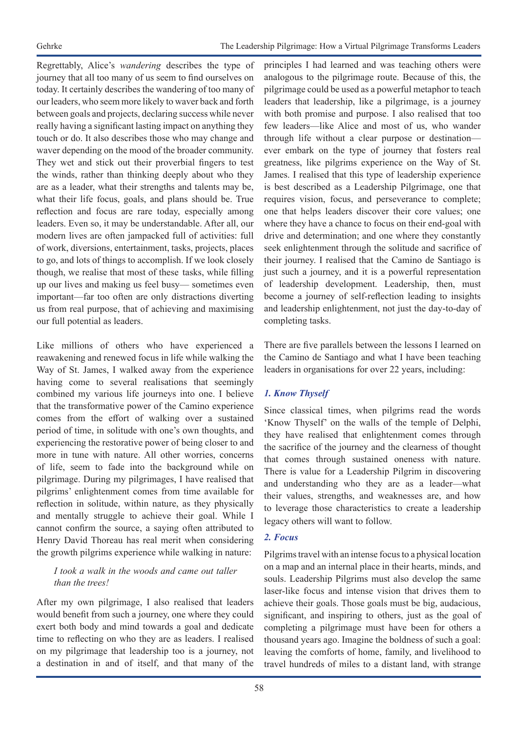Regrettably, Alice's *wandering* describes the type of journey that all too many of us seem to find ourselves on today. It certainly describes the wandering of too many of our leaders, who seem more likely to waver back and forth between goals and projects, declaring success while never really having a significant lasting impact on anything they touch or do. It also describes those who may change and waver depending on the mood of the broader community. They wet and stick out their proverbial fingers to test the winds, rather than thinking deeply about who they are as a leader, what their strengths and talents may be, what their life focus, goals, and plans should be. True reflection and focus are rare today, especially among leaders. Even so, it may be understandable. After all, our modern lives are often jampacked full of activities: full of work, diversions, entertainment, tasks, projects, places to go, and lots of things to accomplish. If we look closely though, we realise that most of these tasks, while filling up our lives and making us feel busy— sometimes even important—far too often are only distractions diverting us from real purpose, that of achieving and maximising our full potential as leaders.

Like millions of others who have experienced a reawakening and renewed focus in life while walking the Way of St. James, I walked away from the experience having come to several realisations that seemingly combined my various life journeys into one. I believe that the transformative power of the Camino experience comes from the effort of walking over a sustained period of time, in solitude with one's own thoughts, and experiencing the restorative power of being closer to and more in tune with nature. All other worries, concerns of life, seem to fade into the background while on pilgrimage. During my pilgrimages, I have realised that pilgrims' enlightenment comes from time available for reflection in solitude, within nature, as they physically and mentally struggle to achieve their goal. While I cannot confirm the source, a saying often attributed to Henry David Thoreau has real merit when considering the growth pilgrims experience while walking in nature:

> *I took a walk in the woods and came out taller than the trees!*

After my own pilgrimage, I also realised that leaders would benefit from such a journey, one where they could exert both body and mind towards a goal and dedicate time to reflecting on who they are as leaders. I realised on my pilgrimage that leadership too is a journey, not a destination in and of itself, and that many of the principles I had learned and was teaching others were analogous to the pilgrimage route. Because of this, the pilgrimage could be used as a powerful metaphor to teach leaders that leadership, like a pilgrimage, is a journey with both promise and purpose. I also realised that too few leaders—like Alice and most of us, who wander through life without a clear purpose or destination—ever embark on the type of journey that fosters real greatness, like pilgrims experience on the Way of St. James. I realised that this type of leadership experience is best described as a Leadership Pilgrimage, one that requires vision, focus, and perseverance to complete; one that helps leaders discover their core values; one where they have a chance to focus on their end-goal with drive and determination; and one where they constantly seek enlightenment through the solitude and sacrifice of their journey. I realised that the Camino de Santiago is just such a journey, and it is a powerful representation of leadership development. Leadership, then, must become a journey of self-reflection leading to insights and leadership enlightenment, not just the day-to-day of completing tasks.

There are five parallels between the lessons I learned on the Camino de Santiago and what I have been teaching leaders in organisations for over 22 years, including:

### *1. Know Thyself*

Since classical times, when pilgrims read the words 'Know Thyself' on the walls of the temple of Delphi, they have realised that enlightenment comes through the sacrifice of the journey and the clearness of thought that comes through sustained oneness with nature. There is value for a Leadership Pilgrim in discovering and understanding who they are as a leader—what their values, strengths, and weaknesses are, and how to leverage those characteristics to create a leadership legacy others will want to follow.

### *2. Focus*

Pilgrims travel with an intense focus to a physical location on a map and an internal place in their hearts, minds, and souls. Leadership Pilgrims must also develop the same laser-like focus and intense vision that drives them to achieve their goals. Those goals must be big, audacious, significant, and inspiring to others, just as the goal of completing a pilgrimage must have been for others a thousand years ago. Imagine the boldness of such a goal: leaving the comforts of home, family, and livelihood to travel hundreds of miles to a distant land, with strange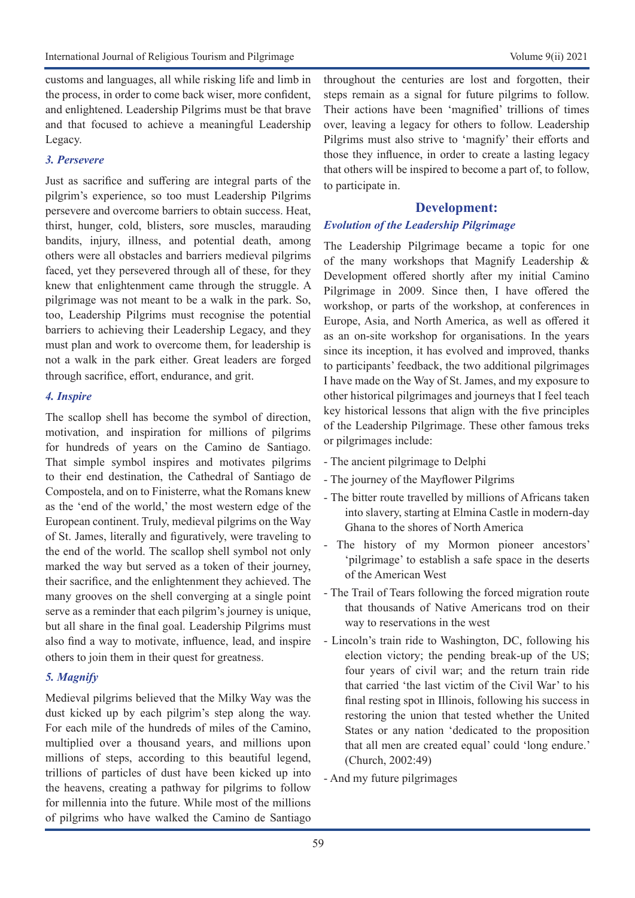customs and languages, all while risking life and limb in the process, in order to come back wiser, more confident, and enlightened. Leadership Pilgrims must be that brave and that focused to achieve a meaningful Leadership Legacy.

### *3. Persevere*

Just as sacrifice and suffering are integral parts of the pilgrim's experience, so too must Leadership Pilgrims persevere and overcome barriers to obtain success. Heat, thirst, hunger, cold, blisters, sore muscles, marauding bandits, injury, illness, and potential death, among others were all obstacles and barriers medieval pilgrims faced, yet they persevered through all of these, for they knew that enlightenment came through the struggle. A pilgrimage was not meant to be a walk in the park. So, too, Leadership Pilgrims must recognise the potential barriers to achieving their Leadership Legacy, and they must plan and work to overcome them, for leadership is not a walk in the park either. Great leaders are forged through sacrifice, effort, endurance, and grit.

### *4. Inspire*

The scallop shell has become the symbol of direction, motivation, and inspiration for millions of pilgrims for hundreds of years on the Camino de Santiago. That simple symbol inspires and motivates pilgrims to their end destination, the Cathedral of Santiago de Compostela, and on to Finisterre, what the Romans knew as the 'end of the world,' the most western edge of the European continent. Truly, medieval pilgrims on the Way of St. James, literally and figuratively, were traveling to the end of the world. The scallop shell symbol not only marked the way but served as a token of their journey, their sacrifice, and the enlightenment they achieved. The many grooves on the shell converging at a single point serve as a reminder that each pilgrim's journey is unique, but all share in the final goal. Leadership Pilgrims must also find a way to motivate, influence, lead, and inspire others to join them in their quest for greatness.

### *5. Magnify*

Medieval pilgrims believed that the Milky Way was the dust kicked up by each pilgrim's step along the way. For each mile of the hundreds of miles of the Camino, multiplied over a thousand years, and millions upon millions of steps, according to this beautiful legend, trillions of particles of dust have been kicked up into the heavens, creating a pathway for pilgrims to follow for millennia into the future. While most of the millions of pilgrims who have walked the Camino de Santiago throughout the centuries are lost and forgotten, their steps remain as a signal for future pilgrims to follow. Their actions have been 'magnified' trillions of times over, leaving a legacy for others to follow. Leadership Pilgrims must also strive to 'magnify' their efforts and those they influence, in order to create a lasting legacy that others will be inspired to become a part of, to follow, to participate in.

## Development:

### *Evolution of the Leadership Pilgrimage*

The Leadership Pilgrimage became a topic for one of the many workshops that Magnify Leadership & Development offered shortly after my initial Camino Pilgrimage in 2009. Since then, I have offered the workshop, or parts of the workshop, at conferences in Europe, Asia, and North America, as well as offered it as an on-site workshop for organisations. In the years since its inception, it has evolved and improved, thanks to participants' feedback, the two additional pilgrimages I have made on the Way of St. James, and my exposure to other historical pilgrimages and journeys that I feel teach key historical lessons that align with the five principles of the Leadership Pilgrimage. These other famous treks or pilgrimages include:

- The ancient pilgrimage to Delphi
- The journey of the Mayflower Pilgrims
- The bitter route travelled by millions of Africans taken into slavery, starting at Elmina Castle in modern-day Ghana to the shores of North America
- The history of my Mormon pioneer ancestors' 'pilgrimage' to establish a safe space in the deserts of the American West
- The Trail of Tears following the forced migration route that thousands of Native Americans trod on their way to reservations in the west
- Lincoln's train ride to Washington, DC, following his election victory; the pending break-up of the US; four years of civil war; and the return train ride that carried 'the last victim of the Civil War' to his final resting spot in Illinois, following his success in restoring the union that tested whether the United States or any nation 'dedicated to the proposition that all men are created equal' could 'long endure.' (Church, 2002:49)
- And my future pilgrimages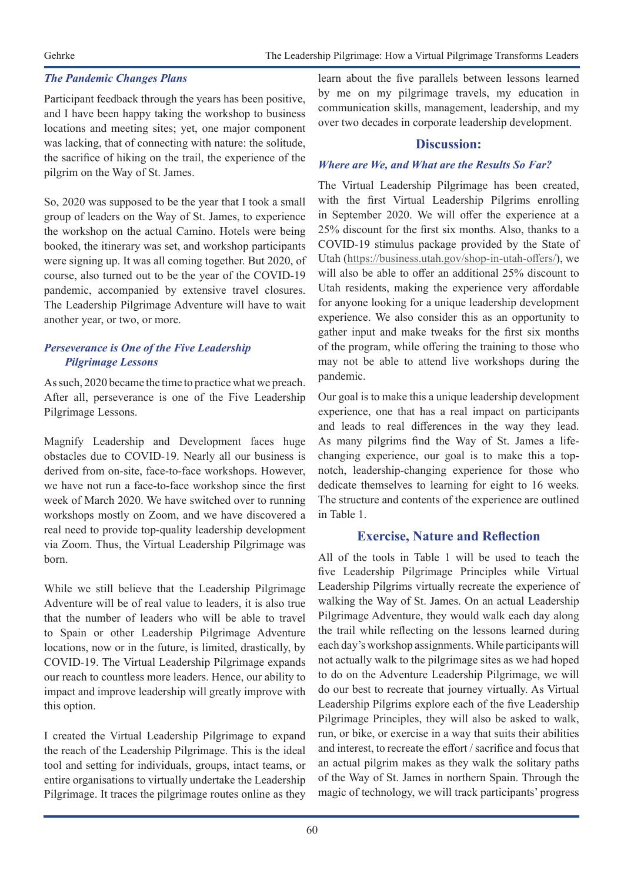### *The Pandemic Changes Plans*

Participant feedback through the years has been positive, and I have been happy taking the workshop to business locations and meeting sites; yet, one major component was lacking, that of connecting with nature: the solitude, the sacrifice of hiking on the trail, the experience of the pilgrim on the Way of St. James.

So, 2020 was supposed to be the year that I took a small group of leaders on the Way of St. James, to experience the workshop on the actual Camino. Hotels were being booked, the itinerary was set, and workshop participants were signing up. It was all coming together. But 2020, of course, also turned out to be the year of the COVID-19 pandemic, accompanied by extensive travel closures. The Leadership Pilgrimage Adventure will have to wait another year, or two, or more.

### *Perseverance is One of the Five Leadership Pilgrimage Lessons*

As such, 2020 became the time to practice what we preach. After all, perseverance is one of the Five Leadership Pilgrimage Lessons.

Magnify Leadership and Development faces huge obstacles due to COVID-19. Nearly all our business is derived from on-site, face-to-face workshops. However, we have not run a face-to-face workshop since the first week of March 2020. We have switched over to running workshops mostly on Zoom, and we have discovered a real need to provide top-quality leadership development via Zoom. Thus, the Virtual Leadership Pilgrimage was born.

While we still believe that the Leadership Pilgrimage Adventure will be of real value to leaders, it is also true that the number of leaders who will be able to travel to Spain or other Leadership Pilgrimage Adventure locations, now or in the future, is limited, drastically, by COVID-19. The Virtual Leadership Pilgrimage expands our reach to countless more leaders. Hence, our ability to impact and improve leadership will greatly improve with this option.

I created the Virtual Leadership Pilgrimage to expand the reach of the Leadership Pilgrimage. This is the ideal tool and setting for individuals, groups, intact teams, or entire organisations to virtually undertake the Leadership Pilgrimage. It traces the pilgrimage routes online as they learn about the five parallels between lessons learned by me on my pilgrimage travels, my education in communication skills, management, leadership, and my over two decades in corporate leadership development.

## Discussion:

### *Where are We, and What are the Results So Far?*

The Virtual Leadership Pilgrimage has been created, with the first Virtual Leadership Pilgrims enrolling in September 2020. We will offer the experience at a 25% discount for the first six months. Also, thanks to a COVID-19 stimulus package provided by the State of Utah (https://business.utah.gov/shop-in-utah-offers/), we will also be able to offer an additional 25% discount to Utah residents, making the experience very affordable for anyone looking for a unique leadership development experience. We also consider this as an opportunity to gather input and make tweaks for the first six months of the program, while offering the training to those who may not be able to attend live workshops during the pandemic.

Our goal is to make this a unique leadership development experience, one that has a real impact on participants and leads to real differences in the way they lead. As many pilgrims find the Way of St. James a life-changing experience, our goal is to make this a top-notch, leadership-changing experience for those who dedicate themselves to learning for eight to 16 weeks. The structure and contents of the experience are outlined in Table 1.

## Exercise, Nature and Reflection

All of the tools in Table 1 will be used to teach the five Leadership Pilgrimage Principles while Virtual Leadership Pilgrims virtually recreate the experience of walking the Way of St. James. On an actual Leadership Pilgrimage Adventure, they would walk each day along the trail while reflecting on the lessons learned during each day's workshop assignments. While participants will not actually walk to the pilgrimage sites as we had hoped to do on the Adventure Leadership Pilgrimage, we will do our best to recreate that journey virtually. As Virtual Leadership Pilgrims explore each of the five Leadership Pilgrimage Principles, they will also be asked to walk, run, or bike, or exercise in a way that suits their abilities and interest, to recreate the effort / sacrifice and focus that an actual pilgrim makes as they walk the solitary paths of the Way of St. James in northern Spain. Through the magic of technology, we will track participants' progress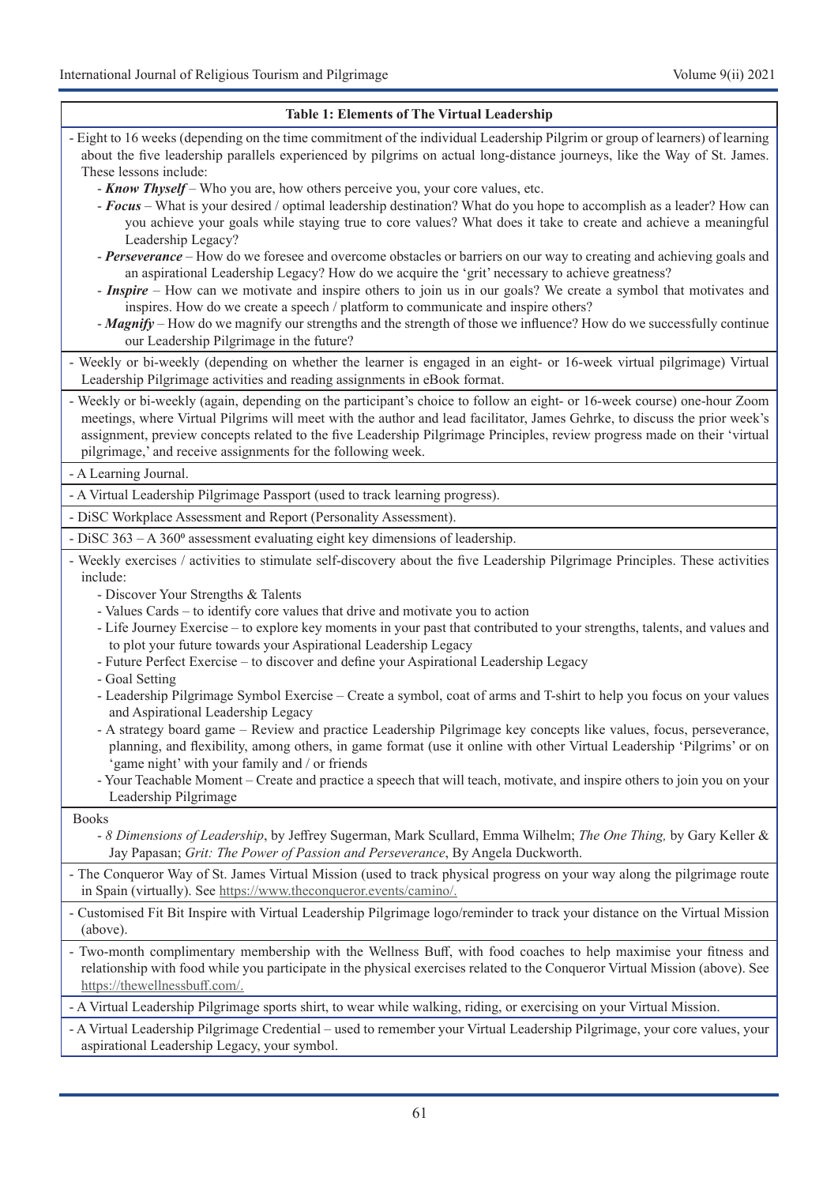**Table 1: Elements of The Virtual Leadership**

- Eight to 16 weeks (depending on the time commitment of the individual Leadership Pilgrim or group of learners) of learning about the five leadership parallels experienced by pilgrims on actual long-distance journeys, like the Way of St. James. These lessons include:
  - ***Know Thyself*** – Who you are, how others perceive you, your core values, etc.
  - ***Focus*** – What is your desired / optimal leadership destination? What do you hope to accomplish as a leader? How can you achieve your goals while staying true to core values? What does it take to create and achieve a meaningful Leadership Legacy?
  - ***Perseverance*** – How do we foresee and overcome obstacles or barriers on our way to creating and achieving goals and an aspirational Leadership Legacy? How do we acquire the 'grit' necessary to achieve greatness?
  - ***Inspire*** – How can we motivate and inspire others to join us in our goals? We create a symbol that motivates and inspires. How do we create a speech / platform to communicate and inspire others?
  - ***Magnify*** – How do we magnify our strengths and the strength of those we influence? How do we successfully continue our Leadership Pilgrimage in the future?

- Weekly or bi-weekly (depending on whether the learner is engaged in an eight- or 16-week virtual pilgrimage) Virtual Leadership Pilgrimage activities and reading assignments in eBook format.

- Weekly or bi-weekly (again, depending on the participant's choice to follow an eight- or 16-week course) one-hour Zoom meetings, where Virtual Pilgrims will meet with the author and lead facilitator, James Gehrke, to discuss the prior week's assignment, preview concepts related to the five Leadership Pilgrimage Principles, review progress made on their 'virtual pilgrimage,' and receive assignments for the following week.

- A Learning Journal.

- A Virtual Leadership Pilgrimage Passport (used to track learning progress).

- DiSC Workplace Assessment and Report (Personality Assessment).

- DiSC 363 – A 360º assessment evaluating eight key dimensions of leadership.

- Weekly exercises / activities to stimulate self-discovery about the five Leadership Pilgrimage Principles. These activities include:
  - Discover Your Strengths & Talents
  - Values Cards – to identify core values that drive and motivate you to action
  - Life Journey Exercise – to explore key moments in your past that contributed to your strengths, talents, and values and to plot your future towards your Aspirational Leadership Legacy
  - Future Perfect Exercise – to discover and define your Aspirational Leadership Legacy
  - Goal Setting
  - Leadership Pilgrimage Symbol Exercise – Create a symbol, coat of arms and T-shirt to help you focus on your values and Aspirational Leadership Legacy
  - A strategy board game – Review and practice Leadership Pilgrimage key concepts like values, focus, perseverance, planning, and flexibility, among others, in game format (use it online with other Virtual Leadership 'Pilgrims' or on 'game night' with your family and / or friends
  - Your Teachable Moment – Create and practice a speech that will teach, motivate, and inspire others to join you on your Leadership Pilgrimage

Books
  - *8 Dimensions of Leadership*, by Jeffrey Sugerman, Mark Scullard, Emma Wilhelm; *The One Thing,* by Gary Keller & Jay Papasan; *Grit: The Power of Passion and Perseverance*, By Angela Duckworth.

- The Conqueror Way of St. James Virtual Mission (used to track physical progress on your way along the pilgrimage route in Spain (virtually). See https://www.theconqueror.events/camino/.

- Customised Fit Bit Inspire with Virtual Leadership Pilgrimage logo/reminder to track your distance on the Virtual Mission (above).

- Two-month complimentary membership with the Wellness Buff, with food coaches to help maximise your fitness and relationship with food while you participate in the physical exercises related to the Conqueror Virtual Mission (above). See https://thewellnessbuff.com/.

- A Virtual Leadership Pilgrimage sports shirt, to wear while walking, riding, or exercising on your Virtual Mission.

- A Virtual Leadership Pilgrimage Credential – used to remember your Virtual Leadership Pilgrimage, your core values, your aspirational Leadership Legacy, your symbol.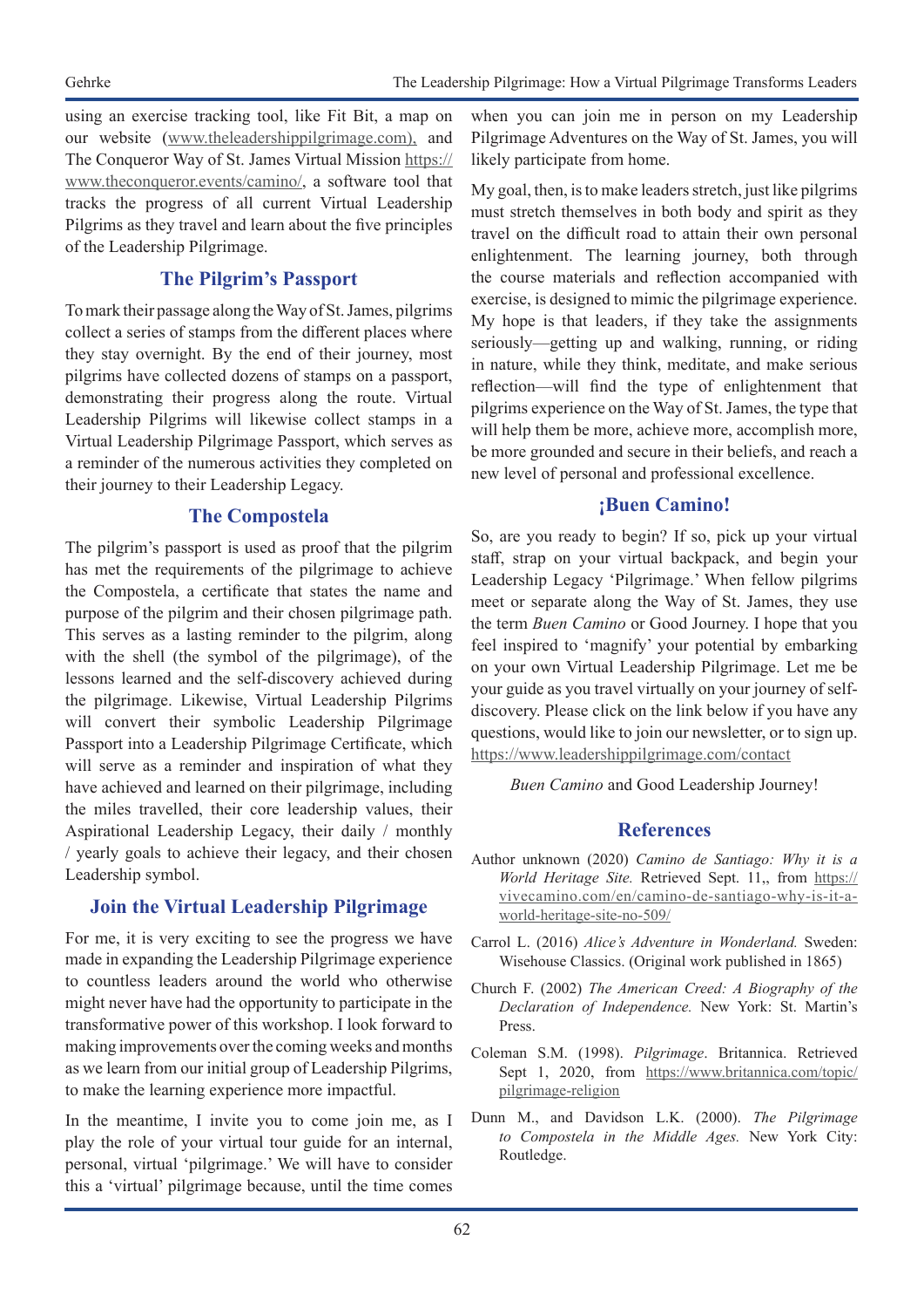using an exercise tracking tool, like Fit Bit, a map on our website (www.theleadershippilgrimage.com), and The Conqueror Way of St. James Virtual Mission https://www.theconqueror.events/camino/, a software tool that tracks the progress of all current Virtual Leadership Pilgrims as they travel and learn about the five principles of the Leadership Pilgrimage.

## The Pilgrim's Passport

To mark their passage along the Way of St. James, pilgrims collect a series of stamps from the different places where they stay overnight. By the end of their journey, most pilgrims have collected dozens of stamps on a passport, demonstrating their progress along the route. Virtual Leadership Pilgrims will likewise collect stamps in a Virtual Leadership Pilgrimage Passport, which serves as a reminder of the numerous activities they completed on their journey to their Leadership Legacy.

## The Compostela

The pilgrim's passport is used as proof that the pilgrim has met the requirements of the pilgrimage to achieve the Compostela, a certificate that states the name and purpose of the pilgrim and their chosen pilgrimage path. This serves as a lasting reminder to the pilgrim, along with the shell (the symbol of the pilgrimage), of the lessons learned and the self-discovery achieved during the pilgrimage. Likewise, Virtual Leadership Pilgrims will convert their symbolic Leadership Pilgrimage Passport into a Leadership Pilgrimage Certificate, which will serve as a reminder and inspiration of what they have achieved and learned on their pilgrimage, including the miles travelled, their core leadership values, their Aspirational Leadership Legacy, their daily / monthly / yearly goals to achieve their legacy, and their chosen Leadership symbol.

## Join the Virtual Leadership Pilgrimage

For me, it is very exciting to see the progress we have made in expanding the Leadership Pilgrimage experience to countless leaders around the world who otherwise might never have had the opportunity to participate in the transformative power of this workshop. I look forward to making improvements over the coming weeks and months as we learn from our initial group of Leadership Pilgrims, to make the learning experience more impactful.

In the meantime, I invite you to come join me, as I play the role of your virtual tour guide for an internal, personal, virtual 'pilgrimage.' We will have to consider this a 'virtual' pilgrimage because, until the time comes when you can join me in person on my Leadership Pilgrimage Adventures on the Way of St. James, you will likely participate from home.

My goal, then, is to make leaders stretch, just like pilgrims must stretch themselves in both body and spirit as they travel on the difficult road to attain their own personal enlightenment. The learning journey, both through the course materials and reflection accompanied with exercise, is designed to mimic the pilgrimage experience. My hope is that leaders, if they take the assignments seriously—getting up and walking, running, or riding in nature, while they think, meditate, and make serious reflection—will find the type of enlightenment that pilgrims experience on the Way of St. James, the type that will help them be more, achieve more, accomplish more, be more grounded and secure in their beliefs, and reach a new level of personal and professional excellence.

## ¡Buen Camino!

So, are you ready to begin? If so, pick up your virtual staff, strap on your virtual backpack, and begin your Leadership Legacy 'Pilgrimage.' When fellow pilgrims meet or separate along the Way of St. James, they use the term *Buen Camino* or Good Journey. I hope that you feel inspired to 'magnify' your potential by embarking on your own Virtual Leadership Pilgrimage. Let me be your guide as you travel virtually on your journey of self-discovery. Please click on the link below if you have any questions, would like to join our newsletter, or to sign up. https://www.leadershippilgrimage.com/contact

*Buen Camino* and Good Leadership Journey!

## References

Author unknown (2020) *Camino de Santiago: Why it is a World Heritage Site.* Retrieved Sept. 11,, from https://vivecamino.com/en/camino-de-santiago-why-is-it-a-world-heritage-site-no-509/

Carrol L. (2016) *Alice's Adventure in Wonderland.* Sweden: Wisehouse Classics. (Original work published in 1865)

Church F. (2002) *The American Creed: A Biography of the Declaration of Independence.* New York: St. Martin's Press.

Coleman S.M. (1998). *Pilgrimage*. Britannica. Retrieved Sept 1, 2020, from https://www.britannica.com/topic/pilgrimage-religion

Dunn M., and Davidson L.K. (2000). *The Pilgrimage to Compostela in the Middle Ages.* New York City: Routledge.